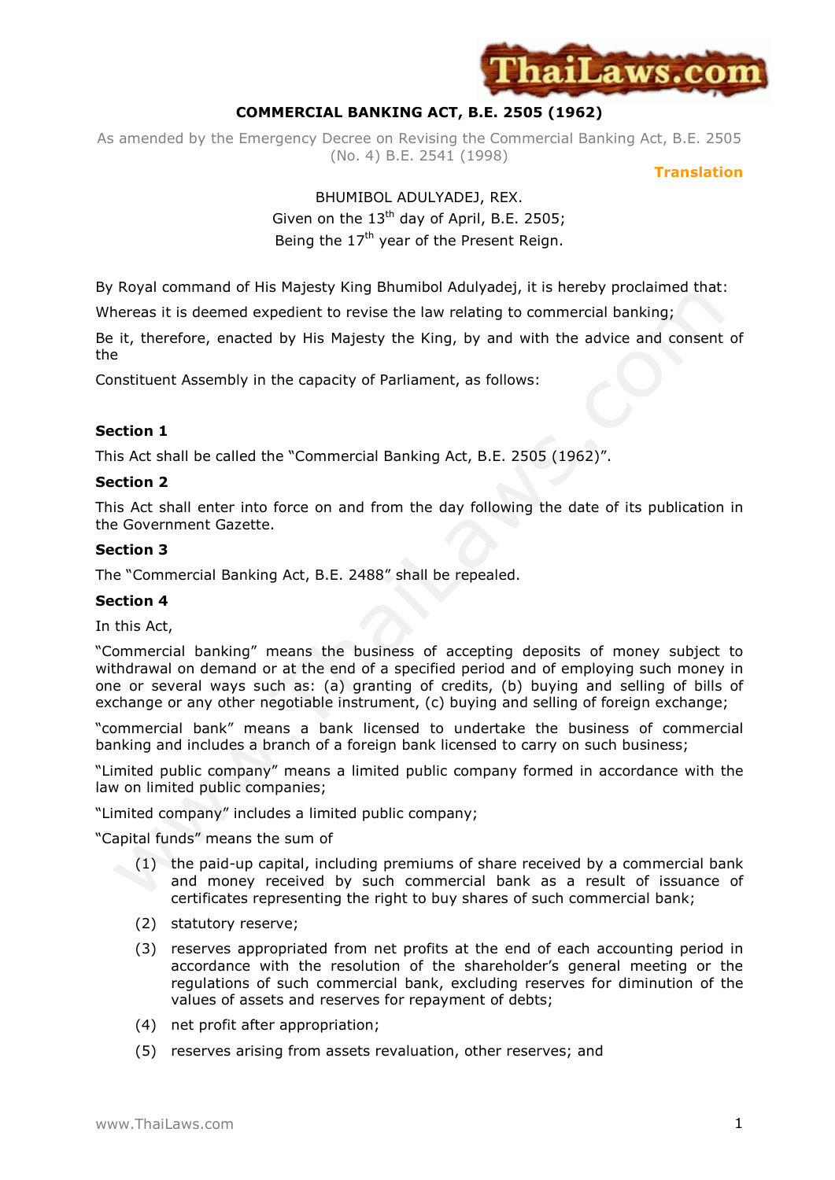# COMMERCIAL BANKING ACT, B.E. 2505 (1962)

As amended by the Emergency Decree on Revising the Commercial Banking Act, B.E. 2505 (No. 4) B.E. 2541 (1998)

**Translation**

BHUMIBOL ADULYADEJ, REX.
Given on the 13th day of April, B.E. 2505;
Being the 17th year of the Present Reign.

By Royal command of His Majesty King Bhumibol Adulyadej, it is hereby proclaimed that:

Whereas it is deemed expedient to revise the law relating to commercial banking;

Be it, therefore, enacted by His Majesty the King, by and with the advice and consent of the

Constituent Assembly in the capacity of Parliament, as follows:

### Section 1

This Act shall be called the "Commercial Banking Act, B.E. 2505 (1962)".

### Section 2

This Act shall enter into force on and from the day following the date of its publication in the Government Gazette.

### Section 3

The "Commercial Banking Act, B.E. 2488" shall be repealed.

### Section 4

In this Act,

"Commercial banking" means the business of accepting deposits of money subject to withdrawal on demand or at the end of a specified period and of employing such money in one or several ways such as: (a) granting of credits, (b) buying and selling of bills of exchange or any other negotiable instrument, (c) buying and selling of foreign exchange;

"commercial bank" means a bank licensed to undertake the business of commercial banking and includes a branch of a foreign bank licensed to carry on such business;

"Limited public company" means a limited public company formed in accordance with the law on limited public companies;

"Limited company" includes a limited public company;

"Capital funds" means the sum of

(1) the paid-up capital, including premiums of share received by a commercial bank and money received by such commercial bank as a result of issuance of certificates representing the right to buy shares of such commercial bank;

(2) statutory reserve;

(3) reserves appropriated from net profits at the end of each accounting period in accordance with the resolution of the shareholder's general meeting or the regulations of such commercial bank, excluding reserves for diminution of the values of assets and reserves for repayment of debts;

(4) net profit after appropriation;

(5) reserves arising from assets revaluation, other reserves; and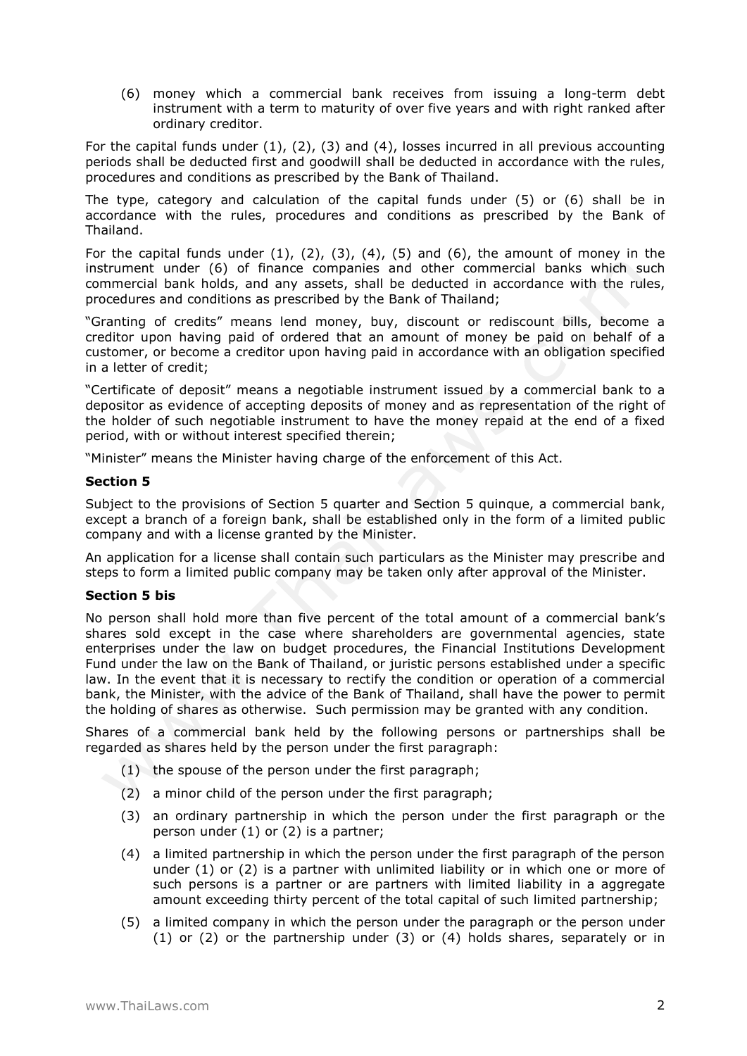(6) money which a commercial bank receives from issuing a long-term debt instrument with a term to maturity of over five years and with right ranked after ordinary creditor.

For the capital funds under (1), (2), (3) and (4), losses incurred in all previous accounting periods shall be deducted first and goodwill shall be deducted in accordance with the rules, procedures and conditions as prescribed by the Bank of Thailand.

The type, category and calculation of the capital funds under (5) or (6) shall be in accordance with the rules, procedures and conditions as prescribed by the Bank of Thailand.

For the capital funds under (1), (2), (3), (4), (5) and (6), the amount of money in the instrument under (6) of finance companies and other commercial banks which such commercial bank holds, and any assets, shall be deducted in accordance with the rules, procedures and conditions as prescribed by the Bank of Thailand;

"Granting of credits" means lend money, buy, discount or rediscount bills, become a creditor upon having paid of ordered that an amount of money be paid on behalf of a customer, or become a creditor upon having paid in accordance with an obligation specified in a letter of credit;

"Certificate of deposit" means a negotiable instrument issued by a commercial bank to a depositor as evidence of accepting deposits of money and as representation of the right of the holder of such negotiable instrument to have the money repaid at the end of a fixed period, with or without interest specified therein;

"Minister" means the Minister having charge of the enforcement of this Act.

**Section 5**

Subject to the provisions of Section 5 quarter and Section 5 quinque, a commercial bank, except a branch of a foreign bank, shall be established only in the form of a limited public company and with a license granted by the Minister.

An application for a license shall contain such particulars as the Minister may prescribe and steps to form a limited public company may be taken only after approval of the Minister.

**Section 5 bis**

No person shall hold more than five percent of the total amount of a commercial bank's shares sold except in the case where shareholders are governmental agencies, state enterprises under the law on budget procedures, the Financial Institutions Development Fund under the law on the Bank of Thailand, or juristic persons established under a specific law. In the event that it is necessary to rectify the condition or operation of a commercial bank, the Minister, with the advice of the Bank of Thailand, shall have the power to permit the holding of shares as otherwise. Such permission may be granted with any condition.

Shares of a commercial bank held by the following persons or partnerships shall be regarded as shares held by the person under the first paragraph:

(1) the spouse of the person under the first paragraph;

(2) a minor child of the person under the first paragraph;

(3) an ordinary partnership in which the person under the first paragraph or the person under (1) or (2) is a partner;

(4) a limited partnership in which the person under the first paragraph of the person under (1) or (2) is a partner with unlimited liability or in which one or more of such persons is a partner or are partners with limited liability in a aggregate amount exceeding thirty percent of the total capital of such limited partnership;

(5) a limited company in which the person under the paragraph or the person under (1) or (2) or the partnership under (3) or (4) holds shares, separately or in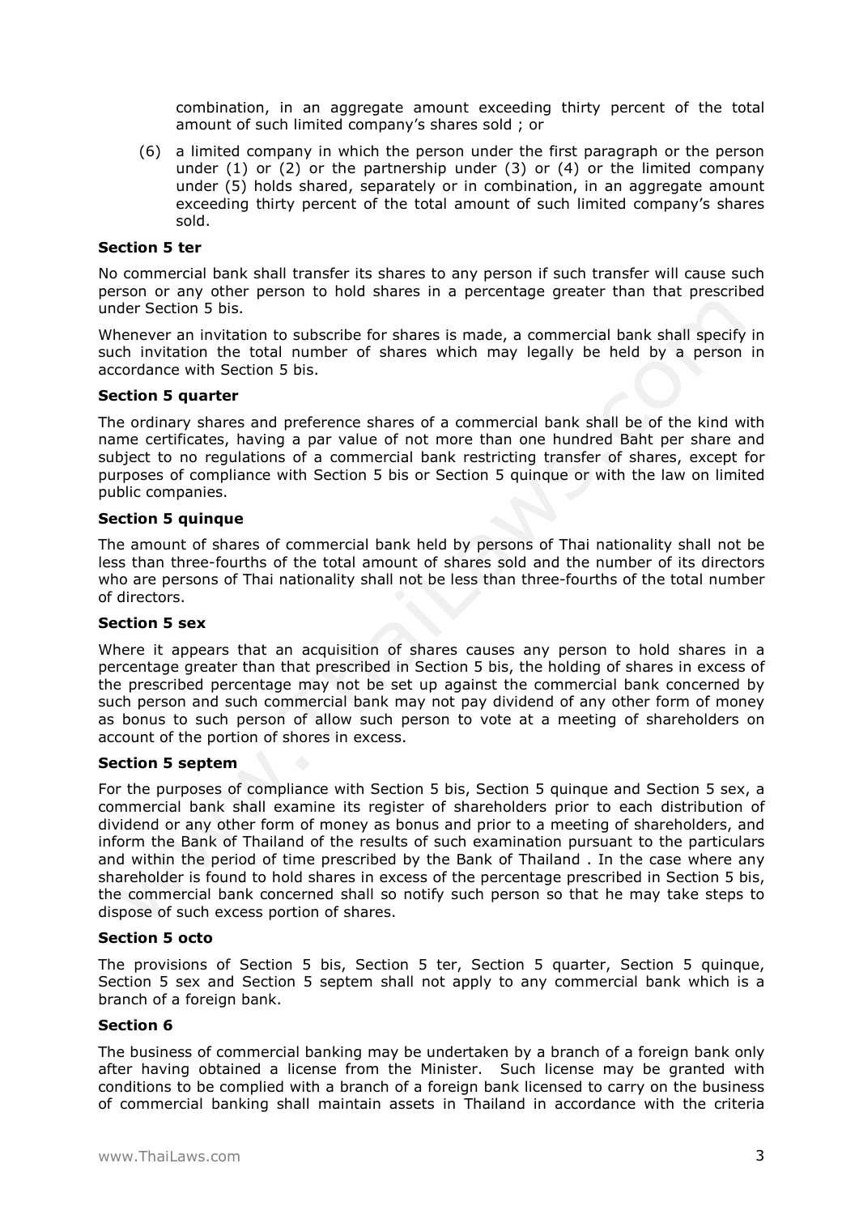combination, in an aggregate amount exceeding thirty percent of the total amount of such limited company's shares sold ; or

(6) a limited company in which the person under the first paragraph or the person under (1) or (2) or the partnership under (3) or (4) or the limited company under (5) holds shared, separately or in combination, in an aggregate amount exceeding thirty percent of the total amount of such limited company's shares sold.

**Section 5 ter**

No commercial bank shall transfer its shares to any person if such transfer will cause such person or any other person to hold shares in a percentage greater than that prescribed under Section 5 bis.

Whenever an invitation to subscribe for shares is made, a commercial bank shall specify in such invitation the total number of shares which may legally be held by a person in accordance with Section 5 bis.

**Section 5 quarter**

The ordinary shares and preference shares of a commercial bank shall be of the kind with name certificates, having a par value of not more than one hundred Baht per share and subject to no regulations of a commercial bank restricting transfer of shares, except for purposes of compliance with Section 5 bis or Section 5 quinque or with the law on limited public companies.

**Section 5 quinque**

The amount of shares of commercial bank held by persons of Thai nationality shall not be less than three-fourths of the total amount of shares sold and the number of its directors who are persons of Thai nationality shall not be less than three-fourths of the total number of directors.

**Section 5 sex**

Where it appears that an acquisition of shares causes any person to hold shares in a percentage greater than that prescribed in Section 5 bis, the holding of shares in excess of the prescribed percentage may not be set up against the commercial bank concerned by such person and such commercial bank may not pay dividend of any other form of money as bonus to such person of allow such person to vote at a meeting of shareholders on account of the portion of shores in excess.

**Section 5 septem**

For the purposes of compliance with Section 5 bis, Section 5 quinque and Section 5 sex, a commercial bank shall examine its register of shareholders prior to each distribution of dividend or any other form of money as bonus and prior to a meeting of shareholders, and inform the Bank of Thailand of the results of such examination pursuant to the particulars and within the period of time prescribed by the Bank of Thailand . In the case where any shareholder is found to hold shares in excess of the percentage prescribed in Section 5 bis, the commercial bank concerned shall so notify such person so that he may take steps to dispose of such excess portion of shares.

**Section 5 octo**

The provisions of Section 5 bis, Section 5 ter, Section 5 quarter, Section 5 quinque, Section 5 sex and Section 5 septem shall not apply to any commercial bank which is a branch of a foreign bank.

**Section 6**

The business of commercial banking may be undertaken by a branch of a foreign bank only after having obtained a license from the Minister. Such license may be granted with conditions to be complied with a branch of a foreign bank licensed to carry on the business of commercial banking shall maintain assets in Thailand in accordance with the criteria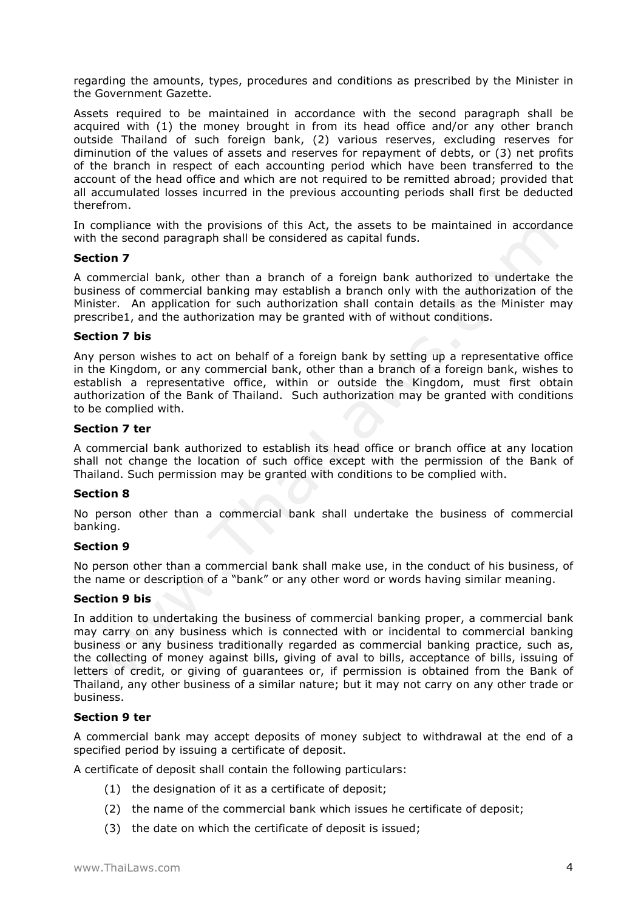regarding the amounts, types, procedures and conditions as prescribed by the Minister in the Government Gazette.

Assets required to be maintained in accordance with the second paragraph shall be acquired with (1) the money brought in from its head office and/or any other branch outside Thailand of such foreign bank, (2) various reserves, excluding reserves for diminution of the values of assets and reserves for repayment of debts, or (3) net profits of the branch in respect of each accounting period which have been transferred to the account of the head office and which are not required to be remitted abroad; provided that all accumulated losses incurred in the previous accounting periods shall first be deducted therefrom.

In compliance with the provisions of this Act, the assets to be maintained in accordance with the second paragraph shall be considered as capital funds.

**Section 7**

A commercial bank, other than a branch of a foreign bank authorized to undertake the business of commercial banking may establish a branch only with the authorization of the Minister. An application for such authorization shall contain details as the Minister may prescribe1, and the authorization may be granted with of without conditions.

**Section 7 bis**

Any person wishes to act on behalf of a foreign bank by setting up a representative office in the Kingdom, or any commercial bank, other than a branch of a foreign bank, wishes to establish a representative office, within or outside the Kingdom, must first obtain authorization of the Bank of Thailand. Such authorization may be granted with conditions to be complied with.

**Section 7 ter**

A commercial bank authorized to establish its head office or branch office at any location shall not change the location of such office except with the permission of the Bank of Thailand. Such permission may be granted with conditions to be complied with.

**Section 8**

No person other than a commercial bank shall undertake the business of commercial banking.

**Section 9**

No person other than a commercial bank shall make use, in the conduct of his business, of the name or description of a "bank" or any other word or words having similar meaning.

**Section 9 bis**

In addition to undertaking the business of commercial banking proper, a commercial bank may carry on any business which is connected with or incidental to commercial banking business or any business traditionally regarded as commercial banking practice, such as, the collecting of money against bills, giving of aval to bills, acceptance of bills, issuing of letters of credit, or giving of guarantees or, if permission is obtained from the Bank of Thailand, any other business of a similar nature; but it may not carry on any other trade or business.

**Section 9 ter**

A commercial bank may accept deposits of money subject to withdrawal at the end of a specified period by issuing a certificate of deposit.

A certificate of deposit shall contain the following particulars:

(1) the designation of it as a certificate of deposit;

(2) the name of the commercial bank which issues he certificate of deposit;

(3) the date on which the certificate of deposit is issued;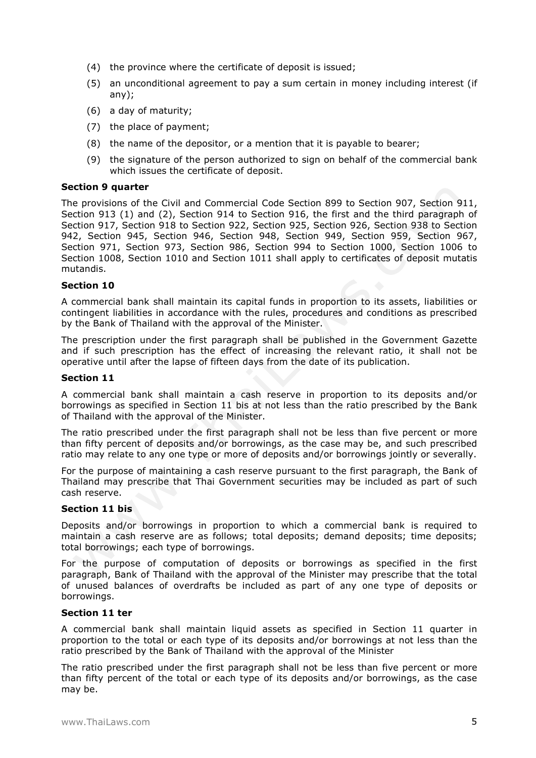(4) the province where the certificate of deposit is issued;

(5) an unconditional agreement to pay a sum certain in money including interest (if any);

(6) a day of maturity;

(7) the place of payment;

(8) the name of the depositor, or a mention that it is payable to bearer;

(9) the signature of the person authorized to sign on behalf of the commercial bank which issues the certificate of deposit.

**Section 9 quarter**

The provisions of the Civil and Commercial Code Section 899 to Section 907, Section 911, Section 913 (1) and (2), Section 914 to Section 916, the first and the third paragraph of Section 917, Section 918 to Section 922, Section 925, Section 926, Section 938 to Section 942, Section 945, Section 946, Section 948, Section 949, Section 959, Section 967, Section 971, Section 973, Section 986, Section 994 to Section 1000, Section 1006 to Section 1008, Section 1010 and Section 1011 shall apply to certificates of deposit mutatis mutandis.

**Section 10**

A commercial bank shall maintain its capital funds in proportion to its assets, liabilities or contingent liabilities in accordance with the rules, procedures and conditions as prescribed by the Bank of Thailand with the approval of the Minister.

The prescription under the first paragraph shall be published in the Government Gazette and if such prescription has the effect of increasing the relevant ratio, it shall not be operative until after the lapse of fifteen days from the date of its publication.

**Section 11**

A commercial bank shall maintain a cash reserve in proportion to its deposits and/or borrowings as specified in Section 11 bis at not less than the ratio prescribed by the Bank of Thailand with the approval of the Minister.

The ratio prescribed under the first paragraph shall not be less than five percent or more than fifty percent of deposits and/or borrowings, as the case may be, and such prescribed ratio may relate to any one type or more of deposits and/or borrowings jointly or severally.

For the purpose of maintaining a cash reserve pursuant to the first paragraph, the Bank of Thailand may prescribe that Thai Government securities may be included as part of such cash reserve.

**Section 11 bis**

Deposits and/or borrowings in proportion to which a commercial bank is required to maintain a cash reserve are as follows; total deposits; demand deposits; time deposits; total borrowings; each type of borrowings.

For the purpose of computation of deposits or borrowings as specified in the first paragraph, Bank of Thailand with the approval of the Minister may prescribe that the total of unused balances of overdrafts be included as part of any one type of deposits or borrowings.

**Section 11 ter**

A commercial bank shall maintain liquid assets as specified in Section 11 quarter in proportion to the total or each type of its deposits and/or borrowings at not less than the ratio prescribed by the Bank of Thailand with the approval of the Minister

The ratio prescribed under the first paragraph shall not be less than five percent or more than fifty percent of the total or each type of its deposits and/or borrowings, as the case may be.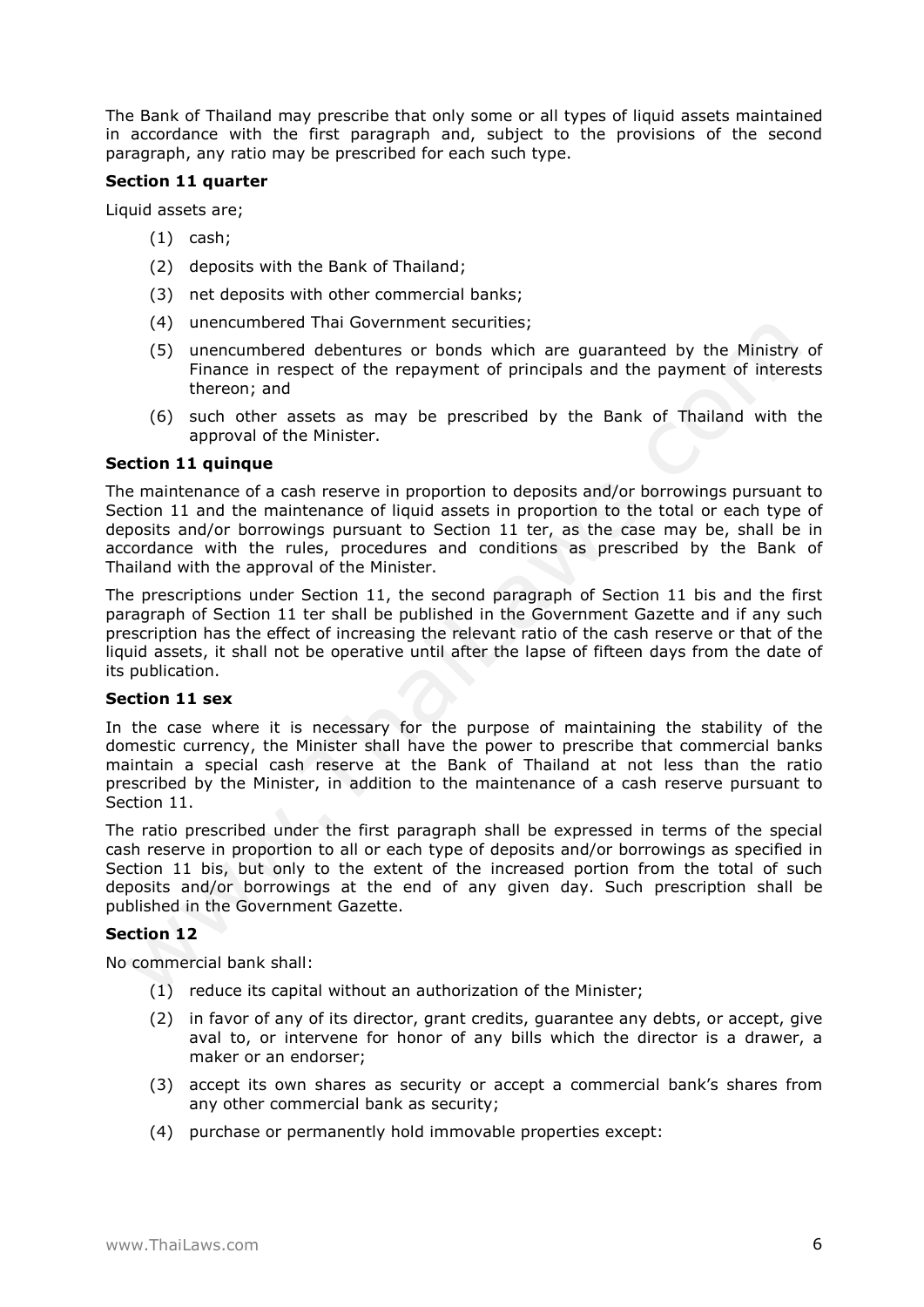The Bank of Thailand may prescribe that only some or all types of liquid assets maintained in accordance with the first paragraph and, subject to the provisions of the second paragraph, any ratio may be prescribed for each such type.

**Section 11 quarter**

Liquid assets are;

(1) cash;

(2) deposits with the Bank of Thailand;

(3) net deposits with other commercial banks;

(4) unencumbered Thai Government securities;

(5) unencumbered debentures or bonds which are guaranteed by the Ministry of Finance in respect of the repayment of principals and the payment of interests thereon; and

(6) such other assets as may be prescribed by the Bank of Thailand with the approval of the Minister.

**Section 11 quinque**

The maintenance of a cash reserve in proportion to deposits and/or borrowings pursuant to Section 11 and the maintenance of liquid assets in proportion to the total or each type of deposits and/or borrowings pursuant to Section 11 ter, as the case may be, shall be in accordance with the rules, procedures and conditions as prescribed by the Bank of Thailand with the approval of the Minister.

The prescriptions under Section 11, the second paragraph of Section 11 bis and the first paragraph of Section 11 ter shall be published in the Government Gazette and if any such prescription has the effect of increasing the relevant ratio of the cash reserve or that of the liquid assets, it shall not be operative until after the lapse of fifteen days from the date of its publication.

**Section 11 sex**

In the case where it is necessary for the purpose of maintaining the stability of the domestic currency, the Minister shall have the power to prescribe that commercial banks maintain a special cash reserve at the Bank of Thailand at not less than the ratio prescribed by the Minister, in addition to the maintenance of a cash reserve pursuant to Section 11.

The ratio prescribed under the first paragraph shall be expressed in terms of the special cash reserve in proportion to all or each type of deposits and/or borrowings as specified in Section 11 bis, but only to the extent of the increased portion from the total of such deposits and/or borrowings at the end of any given day. Such prescription shall be published in the Government Gazette.

**Section 12**

No commercial bank shall:

(1) reduce its capital without an authorization of the Minister;

(2) in favor of any of its director, grant credits, guarantee any debts, or accept, give aval to, or intervene for honor of any bills which the director is a drawer, a maker or an endorser;

(3) accept its own shares as security or accept a commercial bank's shares from any other commercial bank as security;

(4) purchase or permanently hold immovable properties except: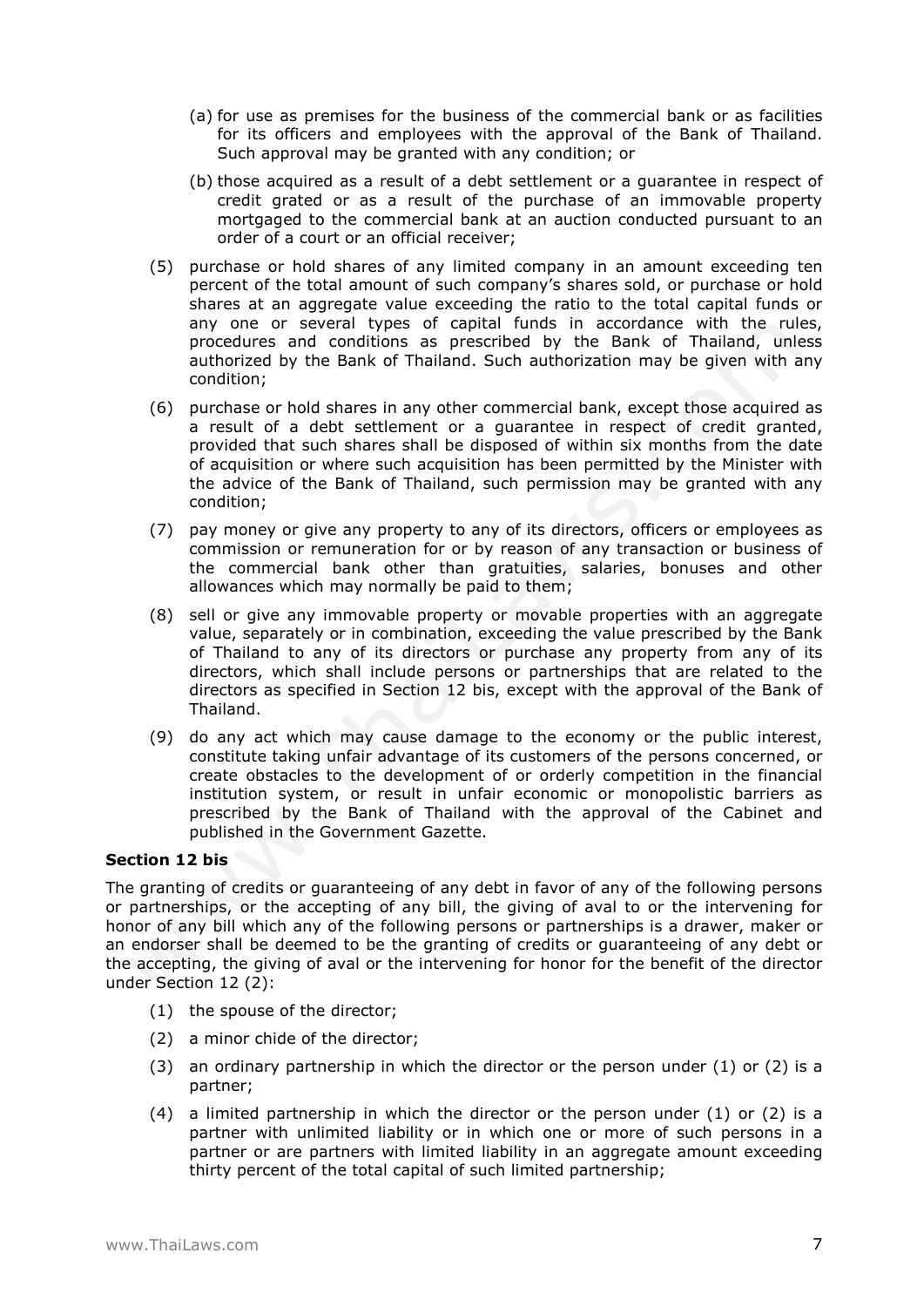(a) for use as premises for the business of the commercial bank or as facilities for its officers and employees with the approval of the Bank of Thailand. Such approval may be granted with any condition; or

(b) those acquired as a result of a debt settlement or a guarantee in respect of credit grated or as a result of the purchase of an immovable property mortgaged to the commercial bank at an auction conducted pursuant to an order of a court or an official receiver;

(5) purchase or hold shares of any limited company in an amount exceeding ten percent of the total amount of such company's shares sold, or purchase or hold shares at an aggregate value exceeding the ratio to the total capital funds or any one or several types of capital funds in accordance with the rules, procedures and conditions as prescribed by the Bank of Thailand, unless authorized by the Bank of Thailand. Such authorization may be given with any condition;

(6) purchase or hold shares in any other commercial bank, except those acquired as a result of a debt settlement or a guarantee in respect of credit granted, provided that such shares shall be disposed of within six months from the date of acquisition or where such acquisition has been permitted by the Minister with the advice of the Bank of Thailand, such permission may be granted with any condition;

(7) pay money or give any property to any of its directors, officers or employees as commission or remuneration for or by reason of any transaction or business of the commercial bank other than gratuities, salaries, bonuses and other allowances which may normally be paid to them;

(8) sell or give any immovable property or movable properties with an aggregate value, separately or in combination, exceeding the value prescribed by the Bank of Thailand to any of its directors or purchase any property from any of its directors, which shall include persons or partnerships that are related to the directors as specified in Section 12 bis, except with the approval of the Bank of Thailand.

(9) do any act which may cause damage to the economy or the public interest, constitute taking unfair advantage of its customers of the persons concerned, or create obstacles to the development of or orderly competition in the financial institution system, or result in unfair economic or monopolistic barriers as prescribed by the Bank of Thailand with the approval of the Cabinet and published in the Government Gazette.

**Section 12 bis**

The granting of credits or guaranteeing of any debt in favor of any of the following persons or partnerships, or the accepting of any bill, the giving of aval to or the intervening for honor of any bill which any of the following persons or partnerships is a drawer, maker or an endorser shall be deemed to be the granting of credits or guaranteeing of any debt or the accepting, the giving of aval or the intervening for honor for the benefit of the director under Section 12 (2):

(1) the spouse of the director;

(2) a minor chide of the director;

(3) an ordinary partnership in which the director or the person under (1) or (2) is a partner;

(4) a limited partnership in which the director or the person under (1) or (2) is a partner with unlimited liability or in which one or more of such persons in a partner or are partners with limited liability in an aggregate amount exceeding thirty percent of the total capital of such limited partnership;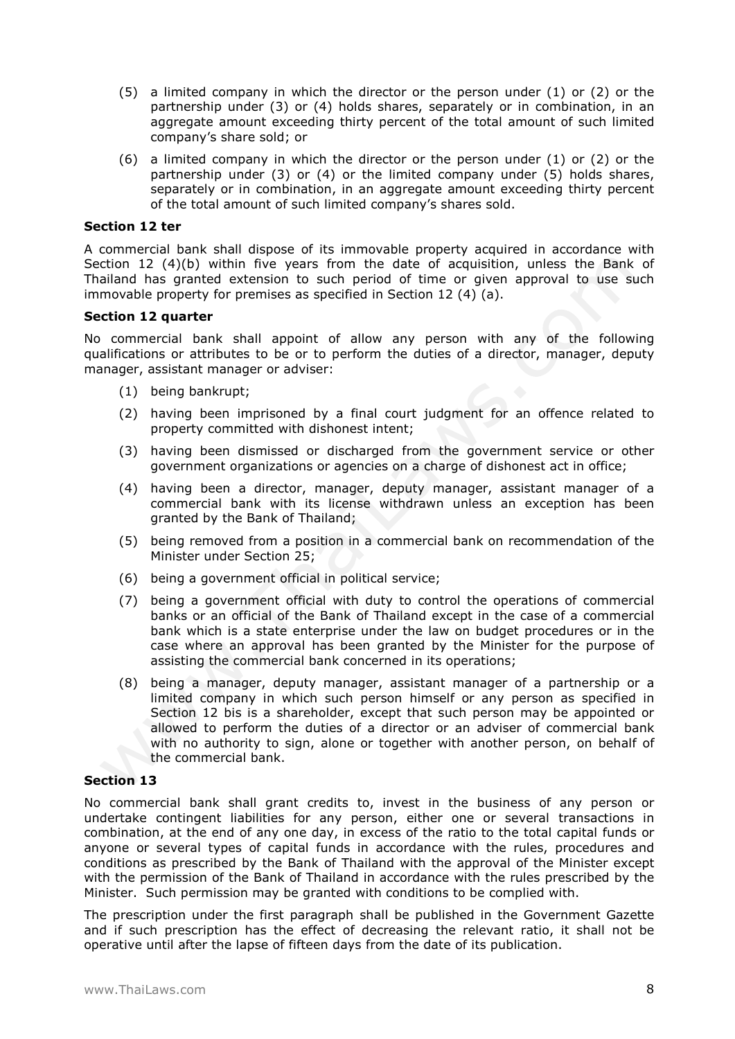(5) a limited company in which the director or the person under (1) or (2) or the partnership under (3) or (4) holds shares, separately or in combination, in an aggregate amount exceeding thirty percent of the total amount of such limited company's share sold; or

(6) a limited company in which the director or the person under (1) or (2) or the partnership under (3) or (4) or the limited company under (5) holds shares, separately or in combination, in an aggregate amount exceeding thirty percent of the total amount of such limited company's shares sold.

**Section 12 ter**

A commercial bank shall dispose of its immovable property acquired in accordance with Section 12 (4)(b) within five years from the date of acquisition, unless the Bank of Thailand has granted extension to such period of time or given approval to use such immovable property for premises as specified in Section 12 (4) (a).

**Section 12 quarter**

No commercial bank shall appoint of allow any person with any of the following qualifications or attributes to be or to perform the duties of a director, manager, deputy manager, assistant manager or adviser:

(1) being bankrupt;

(2) having been imprisoned by a final court judgment for an offence related to property committed with dishonest intent;

(3) having been dismissed or discharged from the government service or other government organizations or agencies on a charge of dishonest act in office;

(4) having been a director, manager, deputy manager, assistant manager of a commercial bank with its license withdrawn unless an exception has been granted by the Bank of Thailand;

(5) being removed from a position in a commercial bank on recommendation of the Minister under Section 25;

(6) being a government official in political service;

(7) being a government official with duty to control the operations of commercial banks or an official of the Bank of Thailand except in the case of a commercial bank which is a state enterprise under the law on budget procedures or in the case where an approval has been granted by the Minister for the purpose of assisting the commercial bank concerned in its operations;

(8) being a manager, deputy manager, assistant manager of a partnership or a limited company in which such person himself or any person as specified in Section 12 bis is a shareholder, except that such person may be appointed or allowed to perform the duties of a director or an adviser of commercial bank with no authority to sign, alone or together with another person, on behalf of the commercial bank.

**Section 13**

No commercial bank shall grant credits to, invest in the business of any person or undertake contingent liabilities for any person, either one or several transactions in combination, at the end of any one day, in excess of the ratio to the total capital funds or anyone or several types of capital funds in accordance with the rules, procedures and conditions as prescribed by the Bank of Thailand with the approval of the Minister except with the permission of the Bank of Thailand in accordance with the rules prescribed by the Minister. Such permission may be granted with conditions to be complied with.

The prescription under the first paragraph shall be published in the Government Gazette and if such prescription has the effect of decreasing the relevant ratio, it shall not be operative until after the lapse of fifteen days from the date of its publication.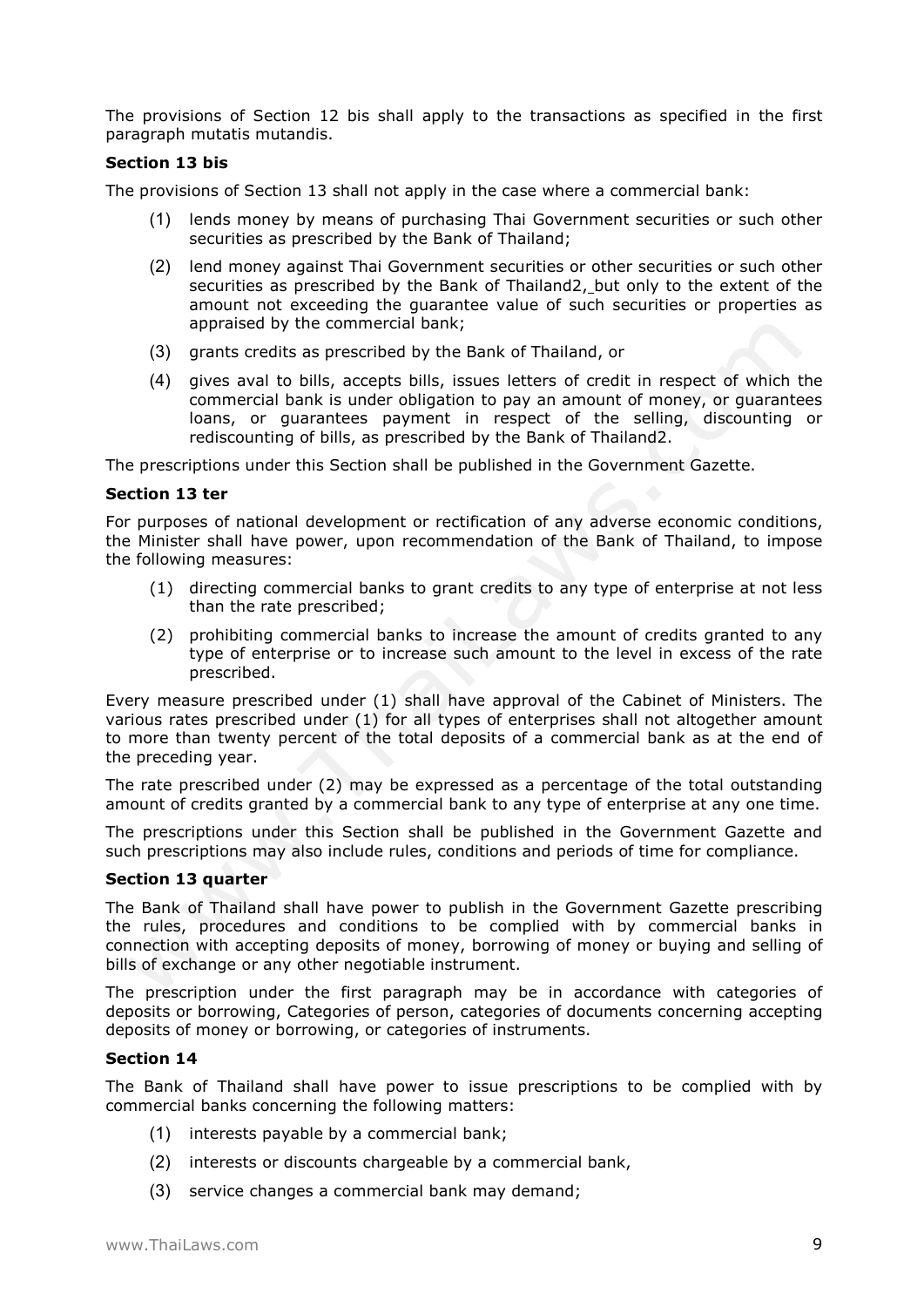The provisions of Section 12 bis shall apply to the transactions as specified in the first paragraph mutatis mutandis.

**Section 13 bis**

The provisions of Section 13 shall not apply in the case where a commercial bank:

(1) lends money by means of purchasing Thai Government securities or such other securities as prescribed by the Bank of Thailand;

(2) lend money against Thai Government securities or other securities or such other securities as prescribed by the Bank of Thailand2, but only to the extent of the amount not exceeding the guarantee value of such securities or properties as appraised by the commercial bank;

(3) grants credits as prescribed by the Bank of Thailand, or

(4) gives aval to bills, accepts bills, issues letters of credit in respect of which the commercial bank is under obligation to pay an amount of money, or guarantees loans, or guarantees payment in respect of the selling, discounting or rediscounting of bills, as prescribed by the Bank of Thailand2.

The prescriptions under this Section shall be published in the Government Gazette.

**Section 13 ter**

For purposes of national development or rectification of any adverse economic conditions, the Minister shall have power, upon recommendation of the Bank of Thailand, to impose the following measures:

(1) directing commercial banks to grant credits to any type of enterprise at not less than the rate prescribed;

(2) prohibiting commercial banks to increase the amount of credits granted to any type of enterprise or to increase such amount to the level in excess of the rate prescribed.

Every measure prescribed under (1) shall have approval of the Cabinet of Ministers. The various rates prescribed under (1) for all types of enterprises shall not altogether amount to more than twenty percent of the total deposits of a commercial bank as at the end of the preceding year.

The rate prescribed under (2) may be expressed as a percentage of the total outstanding amount of credits granted by a commercial bank to any type of enterprise at any one time.

The prescriptions under this Section shall be published in the Government Gazette and such prescriptions may also include rules, conditions and periods of time for compliance.

**Section 13 quarter**

The Bank of Thailand shall have power to publish in the Government Gazette prescribing the rules, procedures and conditions to be complied with by commercial banks in connection with accepting deposits of money, borrowing of money or buying and selling of bills of exchange or any other negotiable instrument.

The prescription under the first paragraph may be in accordance with categories of deposits or borrowing, Categories of person, categories of documents concerning accepting deposits of money or borrowing, or categories of instruments.

**Section 14**

The Bank of Thailand shall have power to issue prescriptions to be complied with by commercial banks concerning the following matters:

(1) interests payable by a commercial bank;

(2) interests or discounts chargeable by a commercial bank,

(3) service changes a commercial bank may demand;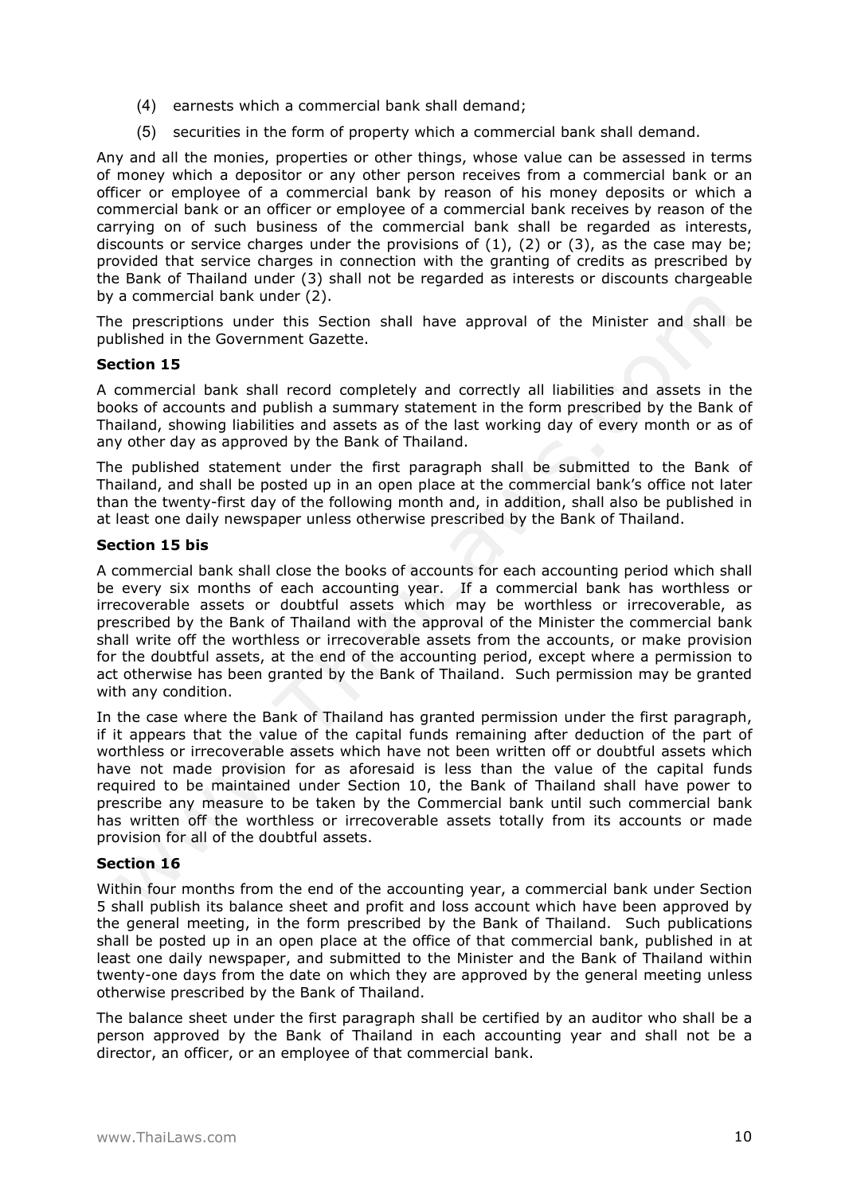(4) earnests which a commercial bank shall demand;

(5) securities in the form of property which a commercial bank shall demand.

Any and all the monies, properties or other things, whose value can be assessed in terms of money which a depositor or any other person receives from a commercial bank or an officer or employee of a commercial bank by reason of his money deposits or which a commercial bank or an officer or employee of a commercial bank receives by reason of the carrying on of such business of the commercial bank shall be regarded as interests, discounts or service charges under the provisions of (1), (2) or (3), as the case may be; provided that service charges in connection with the granting of credits as prescribed by the Bank of Thailand under (3) shall not be regarded as interests or discounts chargeable by a commercial bank under (2).

The prescriptions under this Section shall have approval of the Minister and shall be published in the Government Gazette.

**Section 15**

A commercial bank shall record completely and correctly all liabilities and assets in the books of accounts and publish a summary statement in the form prescribed by the Bank of Thailand, showing liabilities and assets as of the last working day of every month or as of any other day as approved by the Bank of Thailand.

The published statement under the first paragraph shall be submitted to the Bank of Thailand, and shall be posted up in an open place at the commercial bank's office not later than the twenty-first day of the following month and, in addition, shall also be published in at least one daily newspaper unless otherwise prescribed by the Bank of Thailand.

**Section 15 bis**

A commercial bank shall close the books of accounts for each accounting period which shall be every six months of each accounting year. If a commercial bank has worthless or irrecoverable assets or doubtful assets which may be worthless or irrecoverable, as prescribed by the Bank of Thailand with the approval of the Minister the commercial bank shall write off the worthless or irrecoverable assets from the accounts, or make provision for the doubtful assets, at the end of the accounting period, except where a permission to act otherwise has been granted by the Bank of Thailand. Such permission may be granted with any condition.

In the case where the Bank of Thailand has granted permission under the first paragraph, if it appears that the value of the capital funds remaining after deduction of the part of worthless or irrecoverable assets which have not been written off or doubtful assets which have not made provision for as aforesaid is less than the value of the capital funds required to be maintained under Section 10, the Bank of Thailand shall have power to prescribe any measure to be taken by the Commercial bank until such commercial bank has written off the worthless or irrecoverable assets totally from its accounts or made provision for all of the doubtful assets.

**Section 16**

Within four months from the end of the accounting year, a commercial bank under Section 5 shall publish its balance sheet and profit and loss account which have been approved by the general meeting, in the form prescribed by the Bank of Thailand. Such publications shall be posted up in an open place at the office of that commercial bank, published in at least one daily newspaper, and submitted to the Minister and the Bank of Thailand within twenty-one days from the date on which they are approved by the general meeting unless otherwise prescribed by the Bank of Thailand.

The balance sheet under the first paragraph shall be certified by an auditor who shall be a person approved by the Bank of Thailand in each accounting year and shall not be a director, an officer, or an employee of that commercial bank.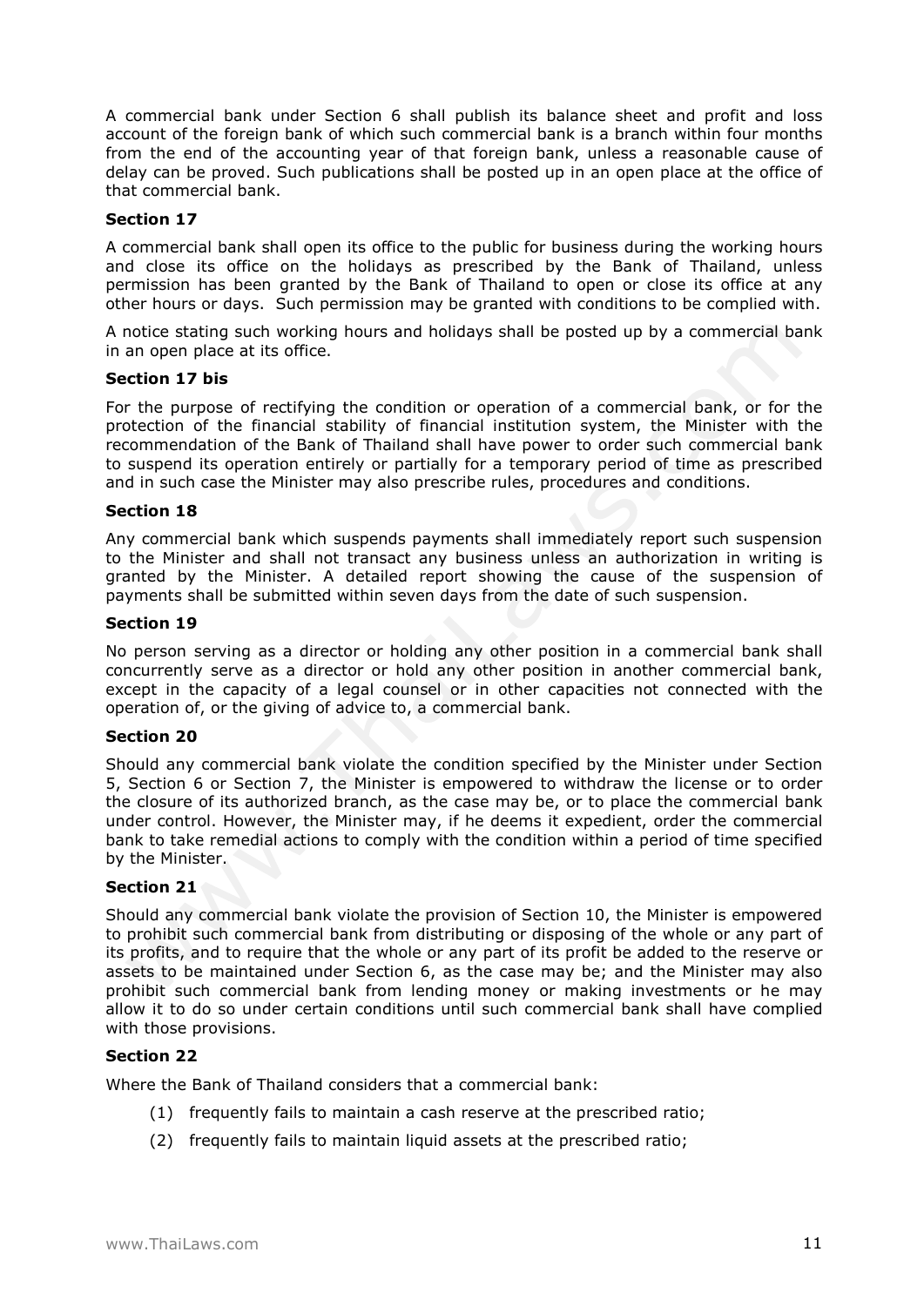A commercial bank under Section 6 shall publish its balance sheet and profit and loss account of the foreign bank of which such commercial bank is a branch within four months from the end of the accounting year of that foreign bank, unless a reasonable cause of delay can be proved. Such publications shall be posted up in an open place at the office of that commercial bank.

**Section 17**

A commercial bank shall open its office to the public for business during the working hours and close its office on the holidays as prescribed by the Bank of Thailand, unless permission has been granted by the Bank of Thailand to open or close its office at any other hours or days. Such permission may be granted with conditions to be complied with.

A notice stating such working hours and holidays shall be posted up by a commercial bank in an open place at its office.

**Section 17 bis**

For the purpose of rectifying the condition or operation of a commercial bank, or for the protection of the financial stability of financial institution system, the Minister with the recommendation of the Bank of Thailand shall have power to order such commercial bank to suspend its operation entirely or partially for a temporary period of time as prescribed and in such case the Minister may also prescribe rules, procedures and conditions.

**Section 18**

Any commercial bank which suspends payments shall immediately report such suspension to the Minister and shall not transact any business unless an authorization in writing is granted by the Minister. A detailed report showing the cause of the suspension of payments shall be submitted within seven days from the date of such suspension.

**Section 19**

No person serving as a director or holding any other position in a commercial bank shall concurrently serve as a director or hold any other position in another commercial bank, except in the capacity of a legal counsel or in other capacities not connected with the operation of, or the giving of advice to, a commercial bank.

**Section 20**

Should any commercial bank violate the condition specified by the Minister under Section 5, Section 6 or Section 7, the Minister is empowered to withdraw the license or to order the closure of its authorized branch, as the case may be, or to place the commercial bank under control. However, the Minister may, if he deems it expedient, order the commercial bank to take remedial actions to comply with the condition within a period of time specified by the Minister.

**Section 21**

Should any commercial bank violate the provision of Section 10, the Minister is empowered to prohibit such commercial bank from distributing or disposing of the whole or any part of its profits, and to require that the whole or any part of its profit be added to the reserve or assets to be maintained under Section 6, as the case may be; and the Minister may also prohibit such commercial bank from lending money or making investments or he may allow it to do so under certain conditions until such commercial bank shall have complied with those provisions.

**Section 22**

Where the Bank of Thailand considers that a commercial bank:

(1) frequently fails to maintain a cash reserve at the prescribed ratio;

(2) frequently fails to maintain liquid assets at the prescribed ratio;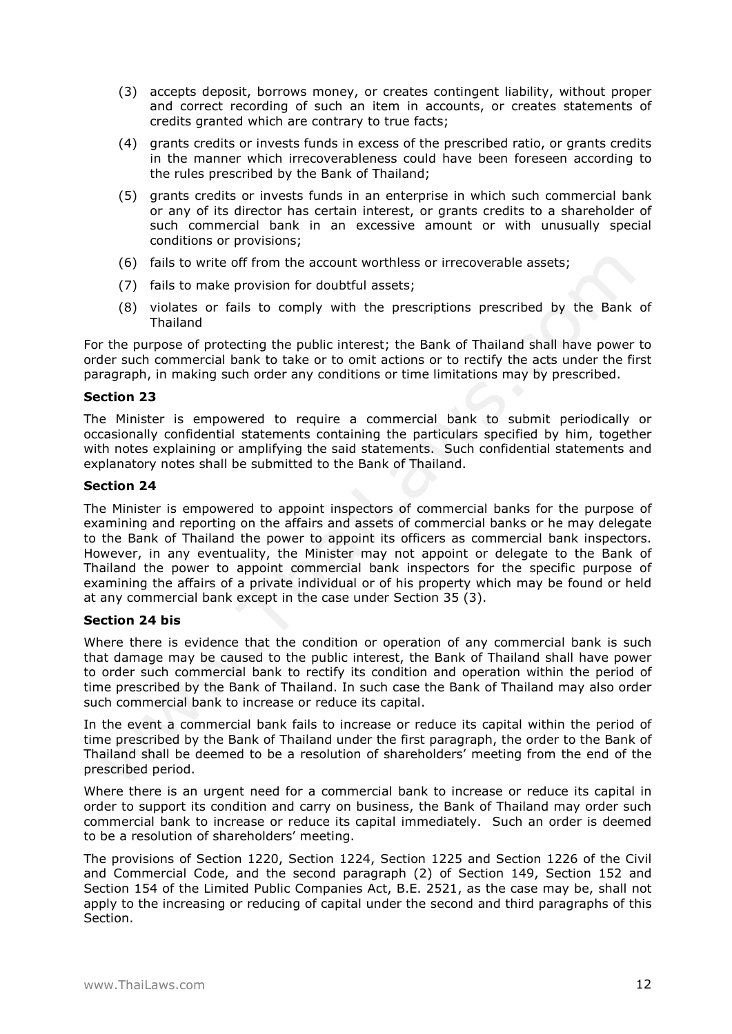(3) accepts deposit, borrows money, or creates contingent liability, without proper and correct recording of such an item in accounts, or creates statements of credits granted which are contrary to true facts;

(4) grants credits or invests funds in excess of the prescribed ratio, or grants credits in the manner which irrecoverableness could have been foreseen according to the rules prescribed by the Bank of Thailand;

(5) grants credits or invests funds in an enterprise in which such commercial bank or any of its director has certain interest, or grants credits to a shareholder of such commercial bank in an excessive amount or with unusually special conditions or provisions;

(6) fails to write off from the account worthless or irrecoverable assets;

(7) fails to make provision for doubtful assets;

(8) violates or fails to comply with the prescriptions prescribed by the Bank of Thailand

For the purpose of protecting the public interest; the Bank of Thailand shall have power to order such commercial bank to take or to omit actions or to rectify the acts under the first paragraph, in making such order any conditions or time limitations may by prescribed.

**Section 23**

The Minister is empowered to require a commercial bank to submit periodically or occasionally confidential statements containing the particulars specified by him, together with notes explaining or amplifying the said statements. Such confidential statements and explanatory notes shall be submitted to the Bank of Thailand.

**Section 24**

The Minister is empowered to appoint inspectors of commercial banks for the purpose of examining and reporting on the affairs and assets of commercial banks or he may delegate to the Bank of Thailand the power to appoint its officers as commercial bank inspectors. However, in any eventuality, the Minister may not appoint or delegate to the Bank of Thailand the power to appoint commercial bank inspectors for the specific purpose of examining the affairs of a private individual or of his property which may be found or held at any commercial bank except in the case under Section 35 (3).

**Section 24 bis**

Where there is evidence that the condition or operation of any commercial bank is such that damage may be caused to the public interest, the Bank of Thailand shall have power to order such commercial bank to rectify its condition and operation within the period of time prescribed by the Bank of Thailand. In such case the Bank of Thailand may also order such commercial bank to increase or reduce its capital.

In the event a commercial bank fails to increase or reduce its capital within the period of time prescribed by the Bank of Thailand under the first paragraph, the order to the Bank of Thailand shall be deemed to be a resolution of shareholders' meeting from the end of the prescribed period.

Where there is an urgent need for a commercial bank to increase or reduce its capital in order to support its condition and carry on business, the Bank of Thailand may order such commercial bank to increase or reduce its capital immediately. Such an order is deemed to be a resolution of shareholders' meeting.

The provisions of Section 1220, Section 1224, Section 1225 and Section 1226 of the Civil and Commercial Code, and the second paragraph (2) of Section 149, Section 152 and Section 154 of the Limited Public Companies Act, B.E. 2521, as the case may be, shall not apply to the increasing or reducing of capital under the second and third paragraphs of this Section.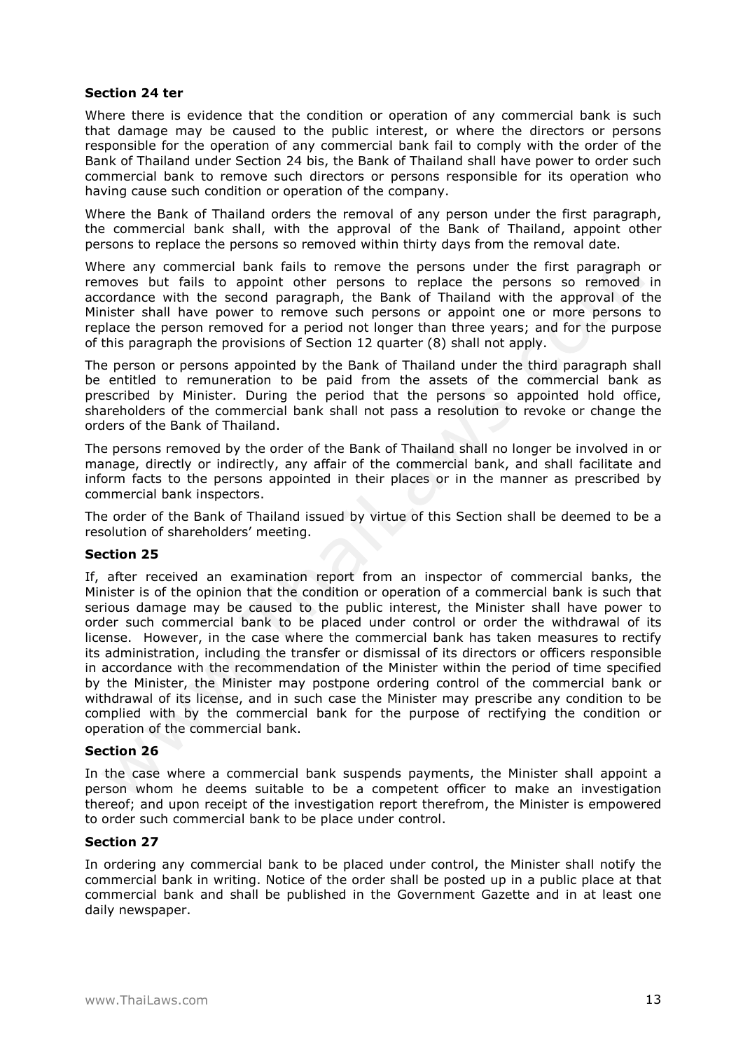### Section 24 ter

Where there is evidence that the condition or operation of any commercial bank is such that damage may be caused to the public interest, or where the directors or persons responsible for the operation of any commercial bank fail to comply with the order of the Bank of Thailand under Section 24 bis, the Bank of Thailand shall have power to order such commercial bank to remove such directors or persons responsible for its operation who having cause such condition or operation of the company.

Where the Bank of Thailand orders the removal of any person under the first paragraph, the commercial bank shall, with the approval of the Bank of Thailand, appoint other persons to replace the persons so removed within thirty days from the removal date.

Where any commercial bank fails to remove the persons under the first paragraph or removes but fails to appoint other persons to replace the persons so removed in accordance with the second paragraph, the Bank of Thailand with the approval of the Minister shall have power to remove such persons or appoint one or more persons to replace the person removed for a period not longer than three years; and for the purpose of this paragraph the provisions of Section 12 quarter (8) shall not apply.

The person or persons appointed by the Bank of Thailand under the third paragraph shall be entitled to remuneration to be paid from the assets of the commercial bank as prescribed by Minister. During the period that the persons so appointed hold office, shareholders of the commercial bank shall not pass a resolution to revoke or change the orders of the Bank of Thailand.

The persons removed by the order of the Bank of Thailand shall no longer be involved in or manage, directly or indirectly, any affair of the commercial bank, and shall facilitate and inform facts to the persons appointed in their places or in the manner as prescribed by commercial bank inspectors.

The order of the Bank of Thailand issued by virtue of this Section shall be deemed to be a resolution of shareholders' meeting.

### Section 25

If, after received an examination report from an inspector of commercial banks, the Minister is of the opinion that the condition or operation of a commercial bank is such that serious damage may be caused to the public interest, the Minister shall have power to order such commercial bank to be placed under control or order the withdrawal of its license. However, in the case where the commercial bank has taken measures to rectify its administration, including the transfer or dismissal of its directors or officers responsible in accordance with the recommendation of the Minister within the period of time specified by the Minister, the Minister may postpone ordering control of the commercial bank or withdrawal of its license, and in such case the Minister may prescribe any condition to be complied with by the commercial bank for the purpose of rectifying the condition or operation of the commercial bank.

### Section 26

In the case where a commercial bank suspends payments, the Minister shall appoint a person whom he deems suitable to be a competent officer to make an investigation thereof; and upon receipt of the investigation report therefrom, the Minister is empowered to order such commercial bank to be place under control.

### Section 27

In ordering any commercial bank to be placed under control, the Minister shall notify the commercial bank in writing. Notice of the order shall be posted up in a public place at that commercial bank and shall be published in the Government Gazette and in at least one daily newspaper.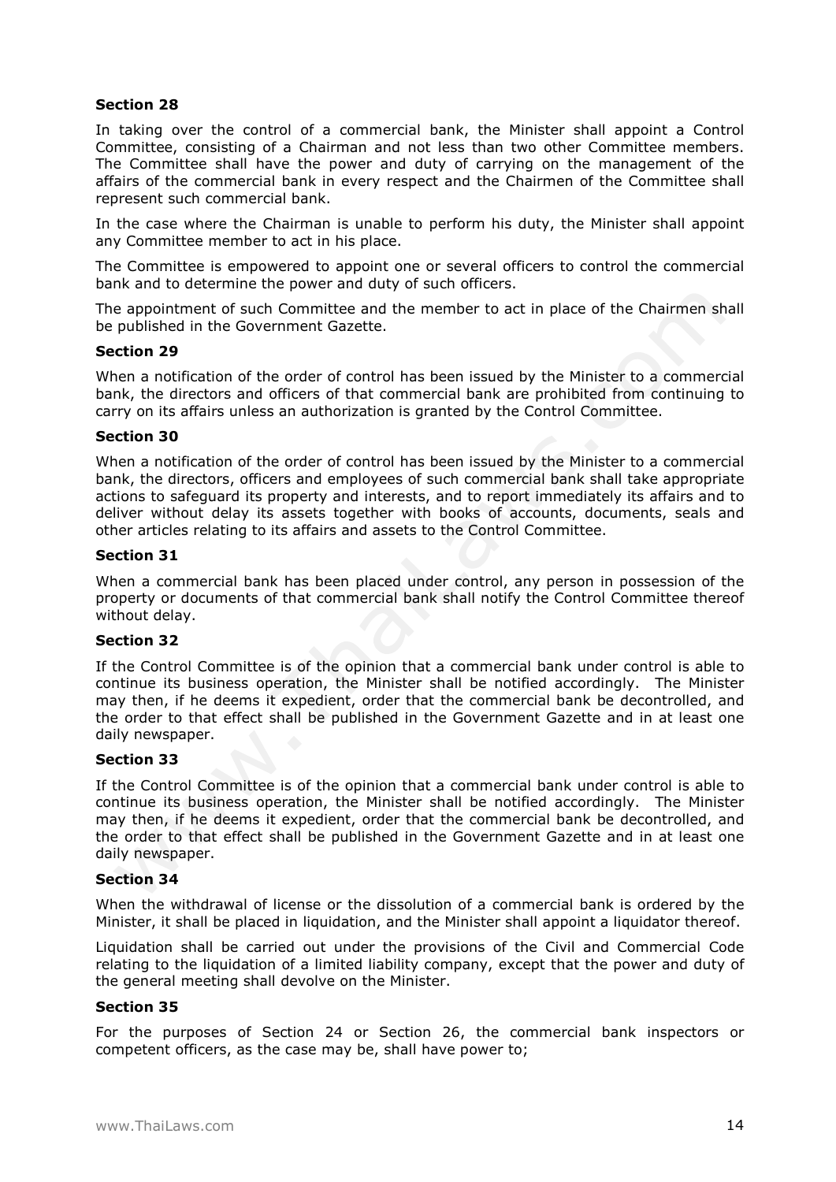**Section 28**

In taking over the control of a commercial bank, the Minister shall appoint a Control Committee, consisting of a Chairman and not less than two other Committee members. The Committee shall have the power and duty of carrying on the management of the affairs of the commercial bank in every respect and the Chairmen of the Committee shall represent such commercial bank.

In the case where the Chairman is unable to perform his duty, the Minister shall appoint any Committee member to act in his place.

The Committee is empowered to appoint one or several officers to control the commercial bank and to determine the power and duty of such officers.

The appointment of such Committee and the member to act in place of the Chairmen shall be published in the Government Gazette.

**Section 29**

When a notification of the order of control has been issued by the Minister to a commercial bank, the directors and officers of that commercial bank are prohibited from continuing to carry on its affairs unless an authorization is granted by the Control Committee.

**Section 30**

When a notification of the order of control has been issued by the Minister to a commercial bank, the directors, officers and employees of such commercial bank shall take appropriate actions to safeguard its property and interests, and to report immediately its affairs and to deliver without delay its assets together with books of accounts, documents, seals and other articles relating to its affairs and assets to the Control Committee.

**Section 31**

When a commercial bank has been placed under control, any person in possession of the property or documents of that commercial bank shall notify the Control Committee thereof without delay.

**Section 32**

If the Control Committee is of the opinion that a commercial bank under control is able to continue its business operation, the Minister shall be notified accordingly. The Minister may then, if he deems it expedient, order that the commercial bank be decontrolled, and the order to that effect shall be published in the Government Gazette and in at least one daily newspaper.

**Section 33**

If the Control Committee is of the opinion that a commercial bank under control is able to continue its business operation, the Minister shall be notified accordingly. The Minister may then, if he deems it expedient, order that the commercial bank be decontrolled, and the order to that effect shall be published in the Government Gazette and in at least one daily newspaper.

**Section 34**

When the withdrawal of license or the dissolution of a commercial bank is ordered by the Minister, it shall be placed in liquidation, and the Minister shall appoint a liquidator thereof.

Liquidation shall be carried out under the provisions of the Civil and Commercial Code relating to the liquidation of a limited liability company, except that the power and duty of the general meeting shall devolve on the Minister.

**Section 35**

For the purposes of Section 24 or Section 26, the commercial bank inspectors or competent officers, as the case may be, shall have power to;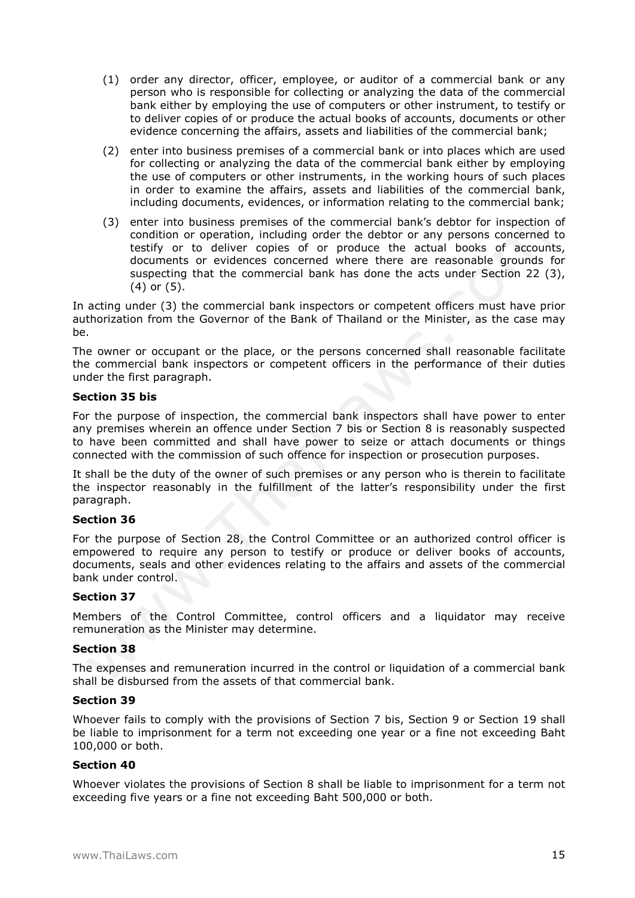(1) order any director, officer, employee, or auditor of a commercial bank or any person who is responsible for collecting or analyzing the data of the commercial bank either by employing the use of computers or other instrument, to testify or to deliver copies of or produce the actual books of accounts, documents or other evidence concerning the affairs, assets and liabilities of the commercial bank;

(2) enter into business premises of a commercial bank or into places which are used for collecting or analyzing the data of the commercial bank either by employing the use of computers or other instruments, in the working hours of such places in order to examine the affairs, assets and liabilities of the commercial bank, including documents, evidences, or information relating to the commercial bank;

(3) enter into business premises of the commercial bank's debtor for inspection of condition or operation, including order the debtor or any persons concerned to testify or to deliver copies of or produce the actual books of accounts, documents or evidences concerned where there are reasonable grounds for suspecting that the commercial bank has done the acts under Section 22 (3), (4) or (5).

In acting under (3) the commercial bank inspectors or competent officers must have prior authorization from the Governor of the Bank of Thailand or the Minister, as the case may be.

The owner or occupant or the place, or the persons concerned shall reasonable facilitate the commercial bank inspectors or competent officers in the performance of their duties under the first paragraph.

**Section 35 bis**

For the purpose of inspection, the commercial bank inspectors shall have power to enter any premises wherein an offence under Section 7 bis or Section 8 is reasonably suspected to have been committed and shall have power to seize or attach documents or things connected with the commission of such offence for inspection or prosecution purposes.

It shall be the duty of the owner of such premises or any person who is therein to facilitate the inspector reasonably in the fulfillment of the latter's responsibility under the first paragraph.

**Section 36**

For the purpose of Section 28, the Control Committee or an authorized control officer is empowered to require any person to testify or produce or deliver books of accounts, documents, seals and other evidences relating to the affairs and assets of the commercial bank under control.

**Section 37**

Members of the Control Committee, control officers and a liquidator may receive remuneration as the Minister may determine.

**Section 38**

The expenses and remuneration incurred in the control or liquidation of a commercial bank shall be disbursed from the assets of that commercial bank.

**Section 39**

Whoever fails to comply with the provisions of Section 7 bis, Section 9 or Section 19 shall be liable to imprisonment for a term not exceeding one year or a fine not exceeding Baht 100,000 or both.

**Section 40**

Whoever violates the provisions of Section 8 shall be liable to imprisonment for a term not exceeding five years or a fine not exceeding Baht 500,000 or both.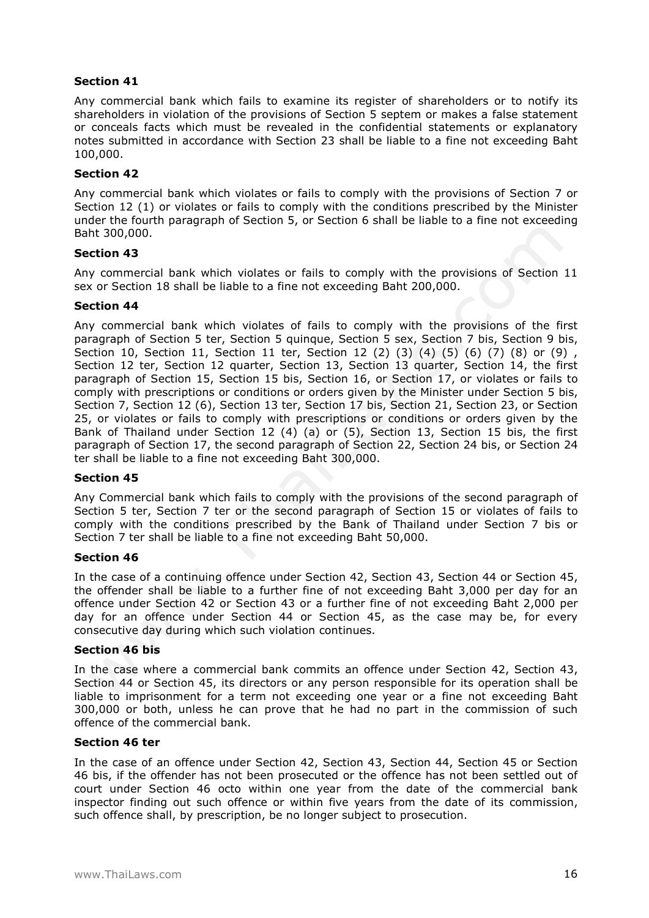**Section 41**

Any commercial bank which fails to examine its register of shareholders or to notify its shareholders in violation of the provisions of Section 5 septem or makes a false statement or conceals facts which must be revealed in the confidential statements or explanatory notes submitted in accordance with Section 23 shall be liable to a fine not exceeding Baht 100,000.

**Section 42**

Any commercial bank which violates or fails to comply with the provisions of Section 7 or Section 12 (1) or violates or fails to comply with the conditions prescribed by the Minister under the fourth paragraph of Section 5, or Section 6 shall be liable to a fine not exceeding Baht 300,000.

**Section 43**

Any commercial bank which violates or fails to comply with the provisions of Section 11 sex or Section 18 shall be liable to a fine not exceeding Baht 200,000.

**Section 44**

Any commercial bank which violates of fails to comply with the provisions of the first paragraph of Section 5 ter, Section 5 quinque, Section 5 sex, Section 7 bis, Section 9 bis, Section 10, Section 11, Section 11 ter, Section 12 (2) (3) (4) (5) (6) (7) (8) or (9) , Section 12 ter, Section 12 quarter, Section 13, Section 13 quarter, Section 14, the first paragraph of Section 15, Section 15 bis, Section 16, or Section 17, or violates or fails to comply with prescriptions or conditions or orders given by the Minister under Section 5 bis, Section 7, Section 12 (6), Section 13 ter, Section 17 bis, Section 21, Section 23, or Section 25, or violates or fails to comply with prescriptions or conditions or orders given by the Bank of Thailand under Section 12 (4) (a) or (5), Section 13, Section 15 bis, the first paragraph of Section 17, the second paragraph of Section 22, Section 24 bis, or Section 24 ter shall be liable to a fine not exceeding Baht 300,000.

**Section 45**

Any Commercial bank which fails to comply with the provisions of the second paragraph of Section 5 ter, Section 7 ter or the second paragraph of Section 15 or violates of fails to comply with the conditions prescribed by the Bank of Thailand under Section 7 bis or Section 7 ter shall be liable to a fine not exceeding Baht 50,000.

**Section 46**

In the case of a continuing offence under Section 42, Section 43, Section 44 or Section 45, the offender shall be liable to a further fine of not exceeding Baht 3,000 per day for an offence under Section 42 or Section 43 or a further fine of not exceeding Baht 2,000 per day for an offence under Section 44 or Section 45, as the case may be, for every consecutive day during which such violation continues.

**Section 46 bis**

In the case where a commercial bank commits an offence under Section 42, Section 43, Section 44 or Section 45, its directors or any person responsible for its operation shall be liable to imprisonment for a term not exceeding one year or a fine not exceeding Baht 300,000 or both, unless he can prove that he had no part in the commission of such offence of the commercial bank.

**Section 46 ter**

In the case of an offence under Section 42, Section 43, Section 44, Section 45 or Section 46 bis, if the offender has not been prosecuted or the offence has not been settled out of court under Section 46 octo within one year from the date of the commercial bank inspector finding out such offence or within five years from the date of its commission, such offence shall, by prescription, be no longer subject to prosecution.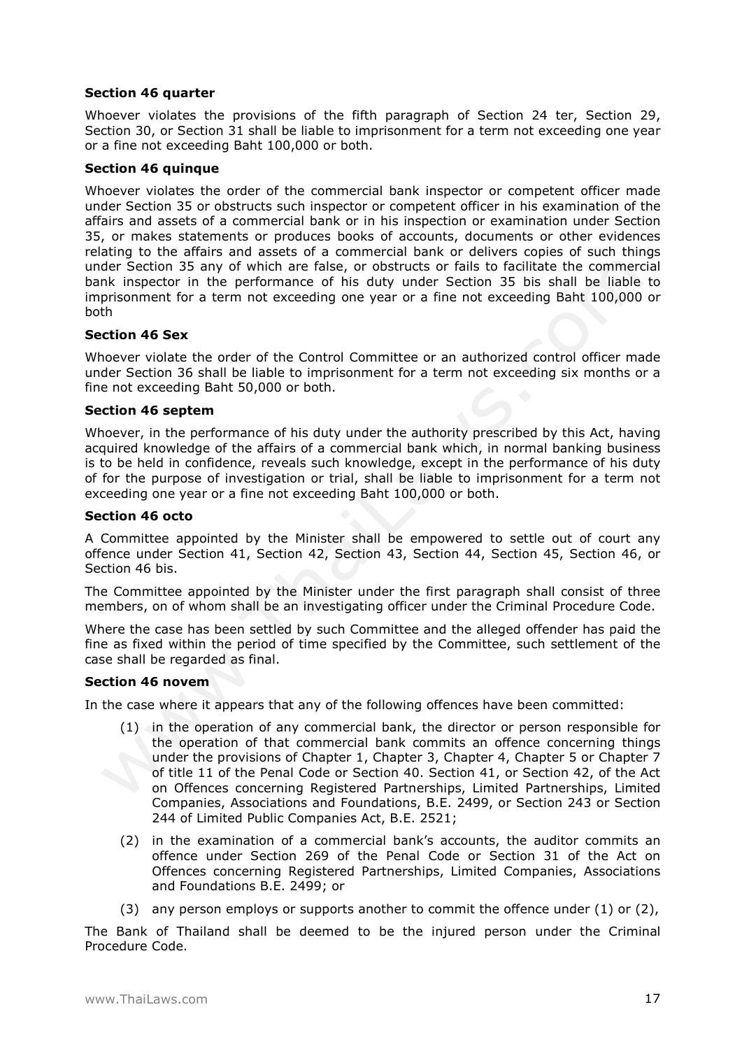**Section 46 quarter**

Whoever violates the provisions of the fifth paragraph of Section 24 ter, Section 29, Section 30, or Section 31 shall be liable to imprisonment for a term not exceeding one year or a fine not exceeding Baht 100,000 or both.

**Section 46 quinque**

Whoever violates the order of the commercial bank inspector or competent officer made under Section 35 or obstructs such inspector or competent officer in his examination of the affairs and assets of a commercial bank or in his inspection or examination under Section 35, or makes statements or produces books of accounts, documents or other evidences relating to the affairs and assets of a commercial bank or delivers copies of such things under Section 35 any of which are false, or obstructs or fails to facilitate the commercial bank inspector in the performance of his duty under Section 35 bis shall be liable to imprisonment for a term not exceeding one year or a fine not exceeding Baht 100,000 or both

**Section 46 Sex**

Whoever violate the order of the Control Committee or an authorized control officer made under Section 36 shall be liable to imprisonment for a term not exceeding six months or a fine not exceeding Baht 50,000 or both.

**Section 46 septem**

Whoever, in the performance of his duty under the authority prescribed by this Act, having acquired knowledge of the affairs of a commercial bank which, in normal banking business is to be held in confidence, reveals such knowledge, except in the performance of his duty of for the purpose of investigation or trial, shall be liable to imprisonment for a term not exceeding one year or a fine not exceeding Baht 100,000 or both.

**Section 46 octo**

A Committee appointed by the Minister shall be empowered to settle out of court any offence under Section 41, Section 42, Section 43, Section 44, Section 45, Section 46, or Section 46 bis.

The Committee appointed by the Minister under the first paragraph shall consist of three members, on of whom shall be an investigating officer under the Criminal Procedure Code.

Where the case has been settled by such Committee and the alleged offender has paid the fine as fixed within the period of time specified by the Committee, such settlement of the case shall be regarded as final.

**Section 46 novem**

In the case where it appears that any of the following offences have been committed:

(1) in the operation of any commercial bank, the director or person responsible for the operation of that commercial bank commits an offence concerning things under the provisions of Chapter 1, Chapter 3, Chapter 4, Chapter 5 or Chapter 7 of title 11 of the Penal Code or Section 40. Section 41, or Section 42, of the Act on Offences concerning Registered Partnerships, Limited Partnerships, Limited Companies, Associations and Foundations, B.E. 2499, or Section 243 or Section 244 of Limited Public Companies Act, B.E. 2521;

(2) in the examination of a commercial bank's accounts, the auditor commits an offence under Section 269 of the Penal Code or Section 31 of the Act on Offences concerning Registered Partnerships, Limited Companies, Associations and Foundations B.E. 2499; or

(3) any person employs or supports another to commit the offence under (1) or (2),

The Bank of Thailand shall be deemed to be the injured person under the Criminal Procedure Code.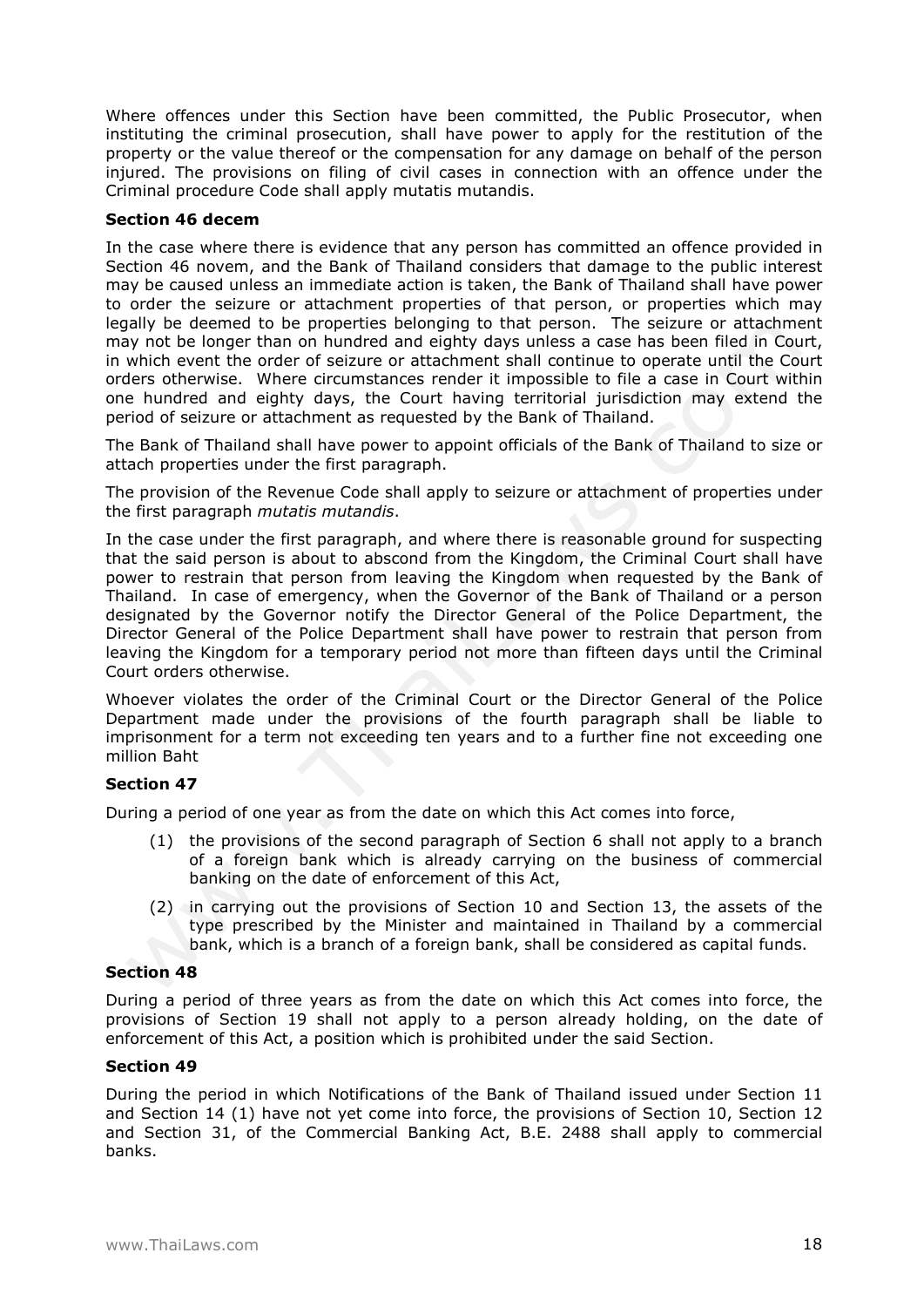Where offences under this Section have been committed, the Public Prosecutor, when instituting the criminal prosecution, shall have power to apply for the restitution of the property or the value thereof or the compensation for any damage on behalf of the person injured. The provisions on filing of civil cases in connection with an offence under the Criminal procedure Code shall apply mutatis mutandis.

**Section 46 decem**

In the case where there is evidence that any person has committed an offence provided in Section 46 novem, and the Bank of Thailand considers that damage to the public interest may be caused unless an immediate action is taken, the Bank of Thailand shall have power to order the seizure or attachment properties of that person, or properties which may legally be deemed to be properties belonging to that person. The seizure or attachment may not be longer than on hundred and eighty days unless a case has been filed in Court, in which event the order of seizure or attachment shall continue to operate until the Court orders otherwise. Where circumstances render it impossible to file a case in Court within one hundred and eighty days, the Court having territorial jurisdiction may extend the period of seizure or attachment as requested by the Bank of Thailand.

The Bank of Thailand shall have power to appoint officials of the Bank of Thailand to size or attach properties under the first paragraph.

The provision of the Revenue Code shall apply to seizure or attachment of properties under the first paragraph *mutatis mutandis*.

In the case under the first paragraph, and where there is reasonable ground for suspecting that the said person is about to abscond from the Kingdom, the Criminal Court shall have power to restrain that person from leaving the Kingdom when requested by the Bank of Thailand. In case of emergency, when the Governor of the Bank of Thailand or a person designated by the Governor notify the Director General of the Police Department, the Director General of the Police Department shall have power to restrain that person from leaving the Kingdom for a temporary period not more than fifteen days until the Criminal Court orders otherwise.

Whoever violates the order of the Criminal Court or the Director General of the Police Department made under the provisions of the fourth paragraph shall be liable to imprisonment for a term not exceeding ten years and to a further fine not exceeding one million Baht

**Section 47**

During a period of one year as from the date on which this Act comes into force,

(1) the provisions of the second paragraph of Section 6 shall not apply to a branch of a foreign bank which is already carrying on the business of commercial banking on the date of enforcement of this Act,

(2) in carrying out the provisions of Section 10 and Section 13, the assets of the type prescribed by the Minister and maintained in Thailand by a commercial bank, which is a branch of a foreign bank, shall be considered as capital funds.

**Section 48**

During a period of three years as from the date on which this Act comes into force, the provisions of Section 19 shall not apply to a person already holding, on the date of enforcement of this Act, a position which is prohibited under the said Section.

**Section 49**

During the period in which Notifications of the Bank of Thailand issued under Section 11 and Section 14 (1) have not yet come into force, the provisions of Section 10, Section 12 and Section 31, of the Commercial Banking Act, B.E. 2488 shall apply to commercial banks.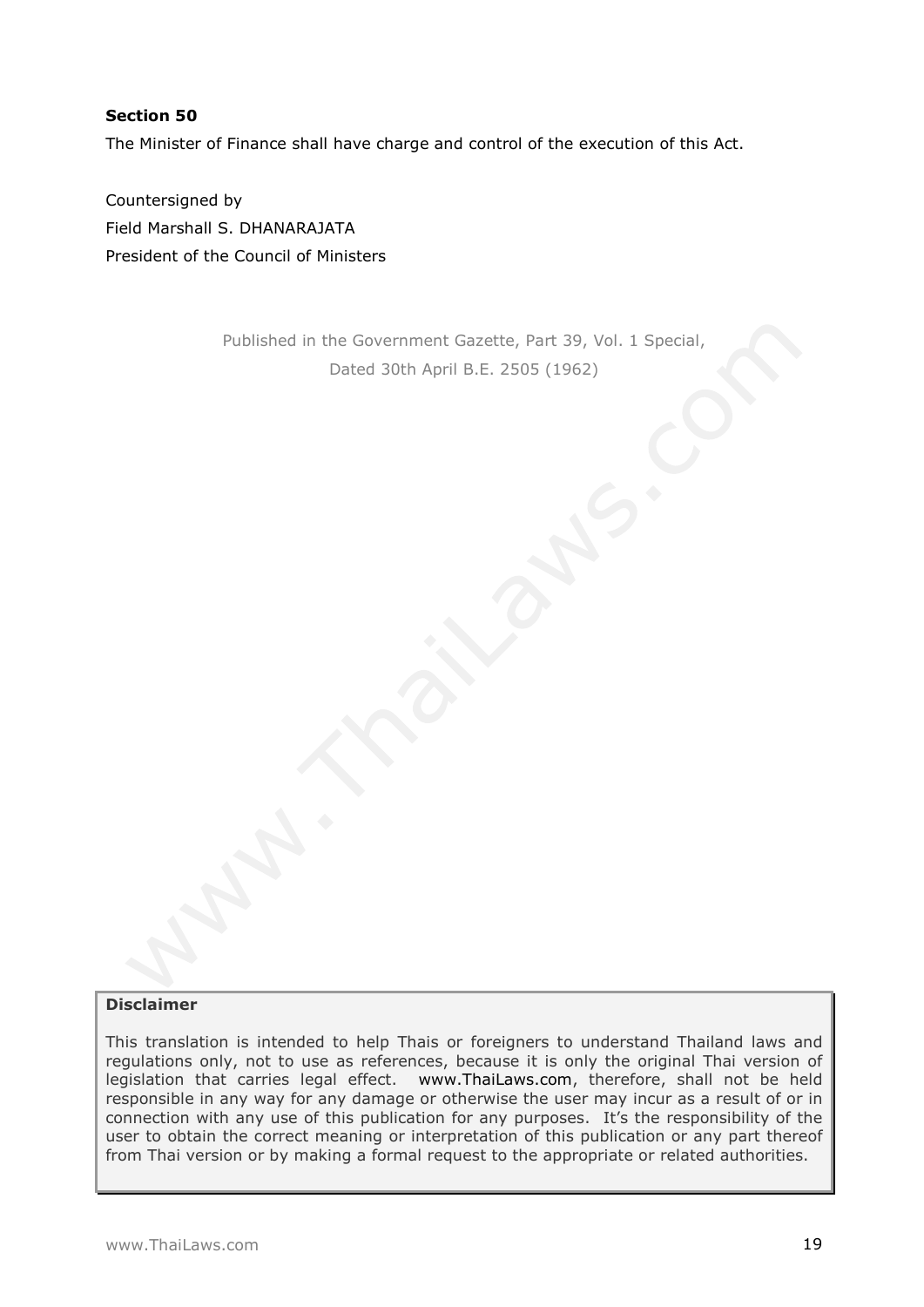**Section 50**

The Minister of Finance shall have charge and control of the execution of this Act.

Countersigned by

Field Marshall S. DHANARAJATA

President of the Council of Ministers

Published in the Government Gazette, Part 39, Vol. 1 Special,

Dated 30th April B.E. 2505 (1962)

**Disclaimer**

This translation is intended to help Thais or foreigners to understand Thailand laws and regulations only, not to use as references, because it is only the original Thai version of legislation that carries legal effect. www.ThaiLaws.com, therefore, shall not be held responsible in any way for any damage or otherwise the user may incur as a result of or in connection with any use of this publication for any purposes. It's the responsibility of the user to obtain the correct meaning or interpretation of this publication or any part thereof from Thai version or by making a formal request to the appropriate or related authorities.